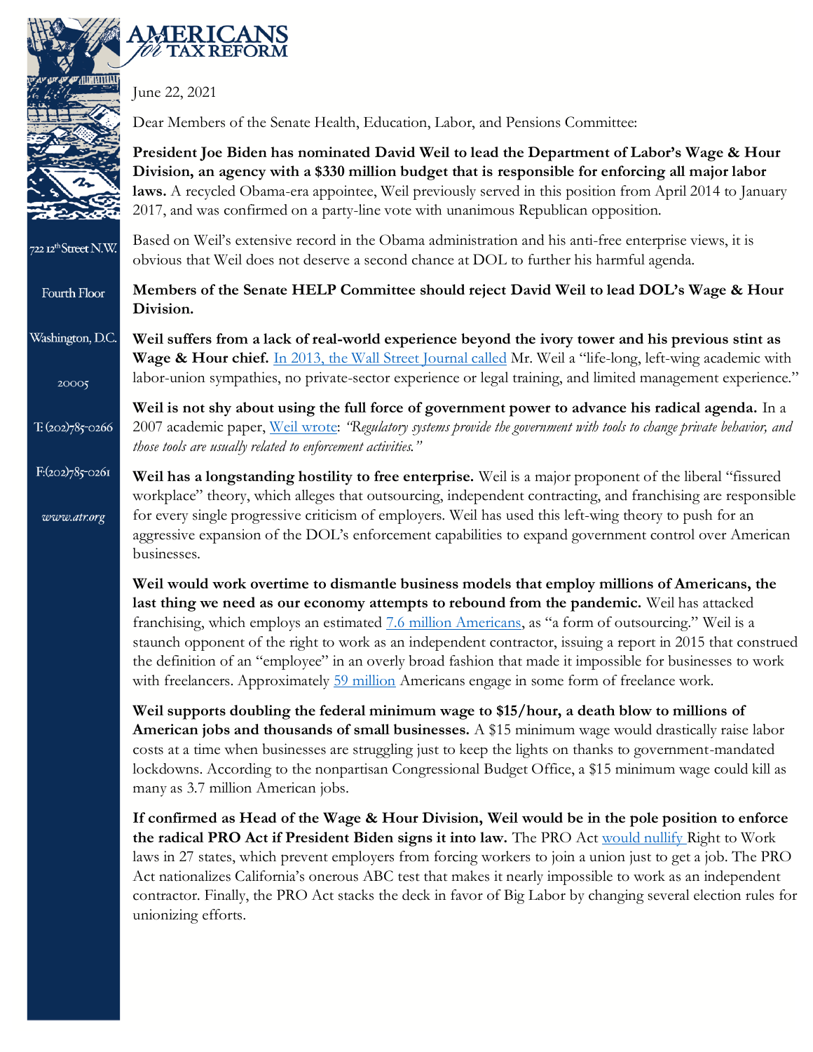**AMERICANS for TAX REFORM**

722 12th Street N.W.
Fourth Floor
Washington, D.C.
20005
T: (202)785-0266
F:(202)785-0261
www.atr.org

June 22, 2021

Dear Members of the Senate Health, Education, Labor, and Pensions Committee:

**President Joe Biden has nominated David Weil to lead the Department of Labor's Wage & Hour Division, an agency with a $330 million budget that is responsible for enforcing all major labor laws.** A recycled Obama-era appointee, Weil previously served in this position from April 2014 to January 2017, and was confirmed on a party-line vote with unanimous Republican opposition.

Based on Weil's extensive record in the Obama administration and his anti-free enterprise views, it is obvious that Weil does not deserve a second chance at DOL to further his harmful agenda.

**Members of the Senate HELP Committee should reject David Weil to lead DOL's Wage & Hour Division.**

**Weil suffers from a lack of real-world experience beyond the ivory tower and his previous stint as Wage & Hour chief.** In 2013, the Wall Street Journal called Mr. Weil a "life-long, left-wing academic with labor-union sympathies, no private-sector experience or legal training, and limited management experience."

**Weil is not shy about using the full force of government power to advance his radical agenda.** In a 2007 academic paper, Weil wrote: *"Regulatory systems provide the government with tools to change private behavior, and those tools are usually related to enforcement activities."*

**Weil has a longstanding hostility to free enterprise.** Weil is a major proponent of the liberal "fissured workplace" theory, which alleges that outsourcing, independent contracting, and franchising are responsible for every single progressive criticism of employers. Weil has used this left-wing theory to push for an aggressive expansion of the DOL's enforcement capabilities to expand government control over American businesses.

**Weil would work overtime to dismantle business models that employ millions of Americans, the last thing we need as our economy attempts to rebound from the pandemic.** Weil has attacked franchising, which employs an estimated 7.6 million Americans, as "a form of outsourcing." Weil is a staunch opponent of the right to work as an independent contractor, issuing a report in 2015 that construed the definition of an "employee" in an overly broad fashion that made it impossible for businesses to work with freelancers. Approximately 59 million Americans engage in some form of freelance work.

**Weil supports doubling the federal minimum wage to $15/hour, a death blow to millions of American jobs and thousands of small businesses.** A $15 minimum wage would drastically raise labor costs at a time when businesses are struggling just to keep the lights on thanks to government-mandated lockdowns. According to the nonpartisan Congressional Budget Office, a $15 minimum wage could kill as many as 3.7 million American jobs.

**If confirmed as Head of the Wage & Hour Division, Weil would be in the pole position to enforce the radical PRO Act if President Biden signs it into law.** The PRO Act would nullify Right to Work laws in 27 states, which prevent employers from forcing workers to join a union just to get a job. The PRO Act nationalizes California's onerous ABC test that makes it nearly impossible to work as an independent contractor. Finally, the PRO Act stacks the deck in favor of Big Labor by changing several election rules for unionizing efforts.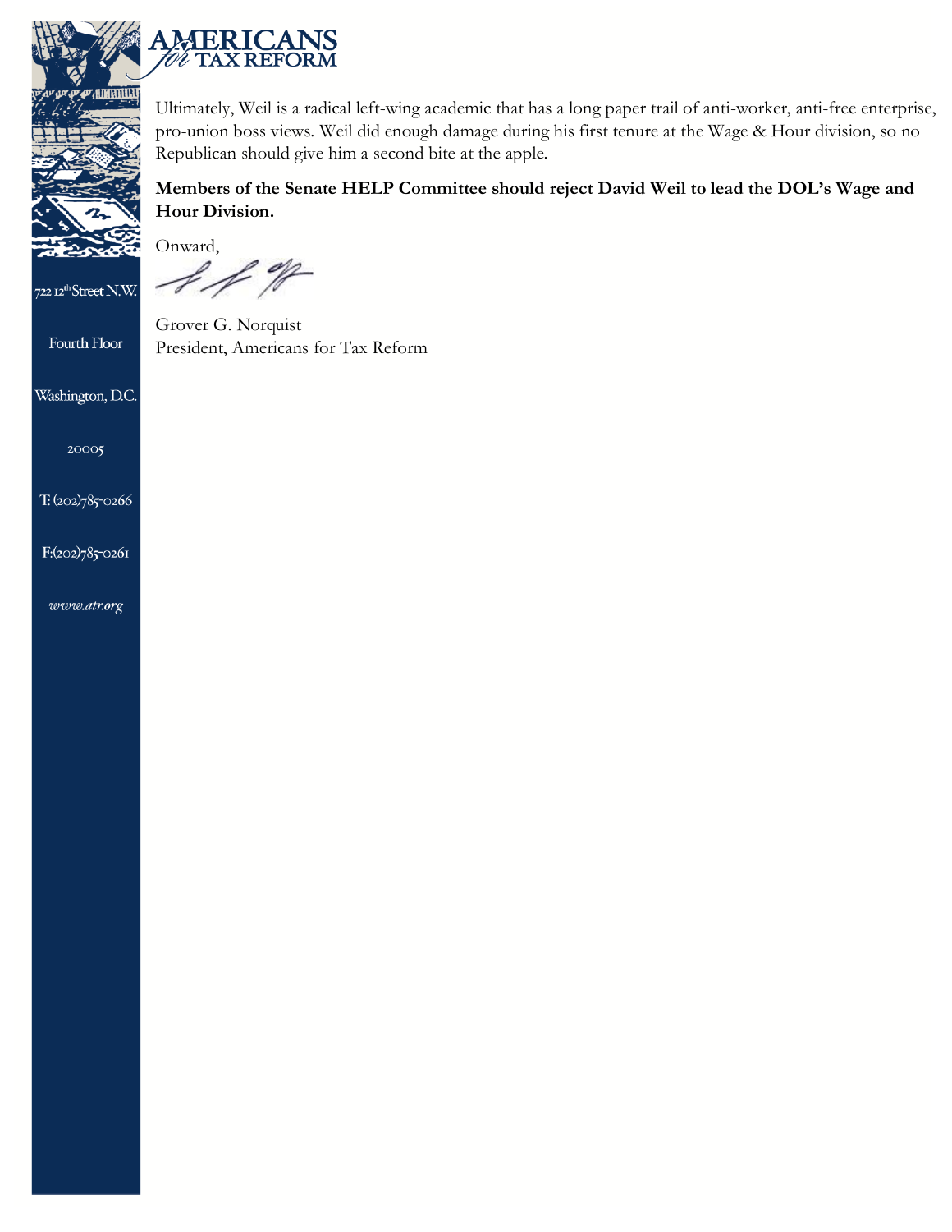Ultimately, Weil is a radical left-wing academic that has a long paper trail of anti-worker, anti-free enterprise, pro-union boss views. Weil did enough damage during his first tenure at the Wage & Hour division, so no Republican should give him a second bite at the apple.

**Members of the Senate HELP Committee should reject David Weil to lead the DOL's Wage and Hour Division.**

Onward,

Grover G. Norquist
President, Americans for Tax Reform